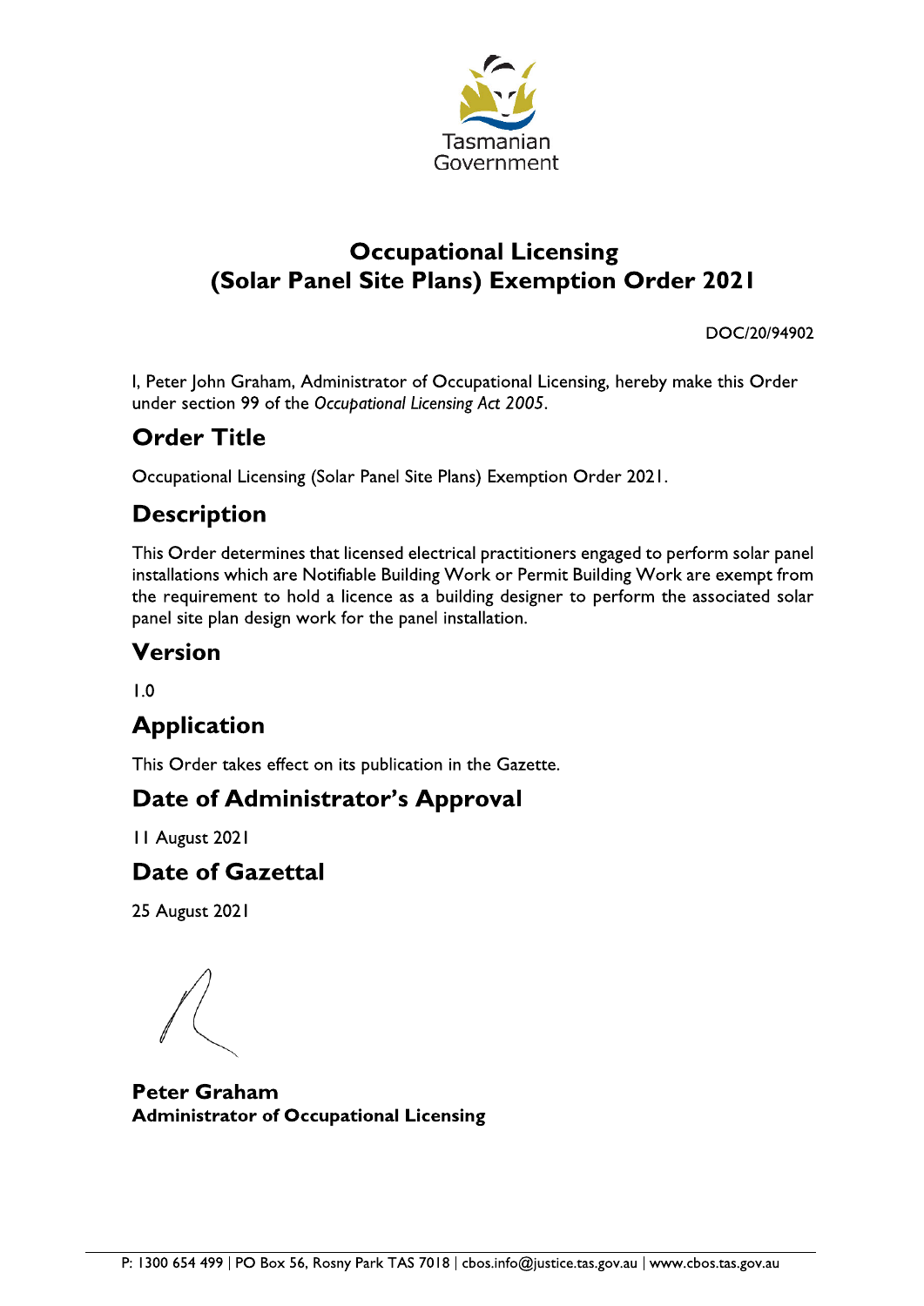Tasmanian Government

# Occupational Licensing (Solar Panel Site Plans) Exemption Order 2021

DOC/20/94902

I, Peter John Graham, Administrator of Occupational Licensing, hereby make this Order under section 99 of the *Occupational Licensing Act 2005*.

## Order Title

Occupational Licensing (Solar Panel Site Plans) Exemption Order 2021.

## Description

This Order determines that licensed electrical practitioners engaged to perform solar panel installations which are Notifiable Building Work or Permit Building Work are exempt from the requirement to hold a licence as a building designer to perform the associated solar panel site plan design work for the panel installation.

## Version

1.0

## Application

This Order takes effect on its publication in the Gazette.

## Date of Administrator's Approval

11 August 2021

## Date of Gazettal

25 August 2021

**Peter Graham**
**Administrator of Occupational Licensing**

P: 1300 654 499 | PO Box 56, Rosny Park TAS 7018 | cbos.info@justice.tas.gov.au | www.cbos.tas.gov.au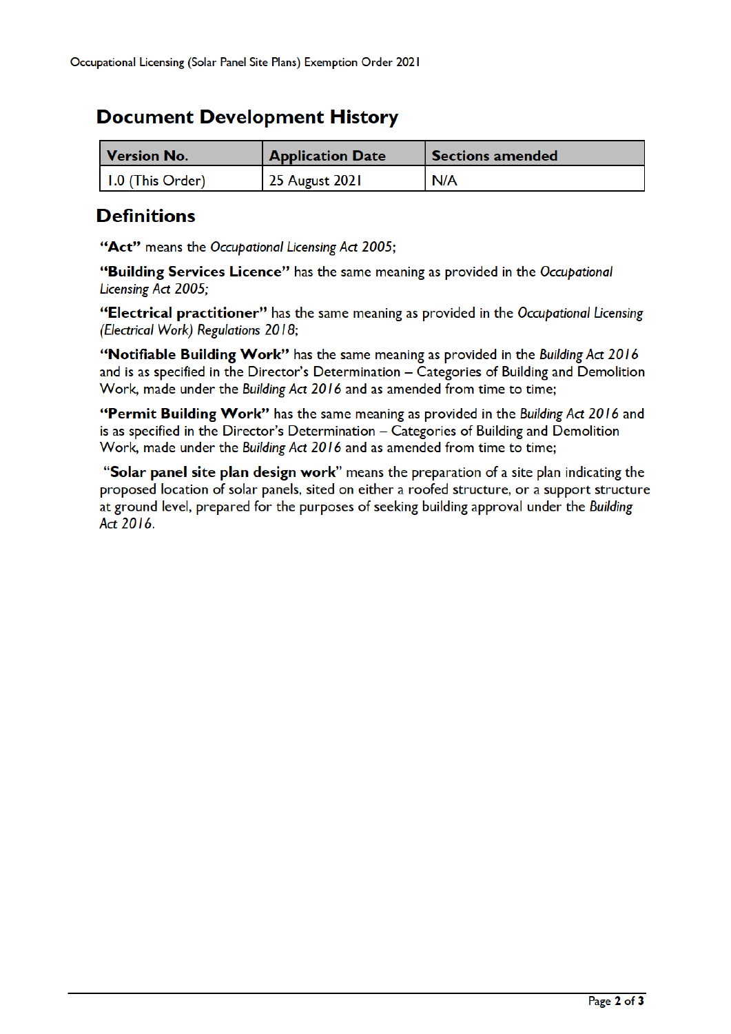## Document Development History

| Version No. | Application Date | Sections amended |
|---|---|---|
| 1.0 (This Order) | 25 August 2021 | N/A |

## Definitions

**"Act"** means the *Occupational Licensing Act 2005*;

**"Building Services Licence"** has the same meaning as provided in the *Occupational Licensing Act 2005;*

**"Electrical practitioner"** has the same meaning as provided in the *Occupational Licensing (Electrical Work) Regulations 2018*;

**"Notifiable Building Work"** has the same meaning as provided in the *Building Act 2016* and is as specified in the Director's Determination – Categories of Building and Demolition Work, made under the *Building Act 2016* and as amended from time to time;

**"Permit Building Work"** has the same meaning as provided in the *Building Act 2016* and is as specified in the Director's Determination – Categories of Building and Demolition Work, made under the *Building Act 2016* and as amended from time to time;

"**Solar panel site plan design work**" means the preparation of a site plan indicating the proposed location of solar panels, sited on either a roofed structure, or a support structure at ground level, prepared for the purposes of seeking building approval under the *Building Act 2016*.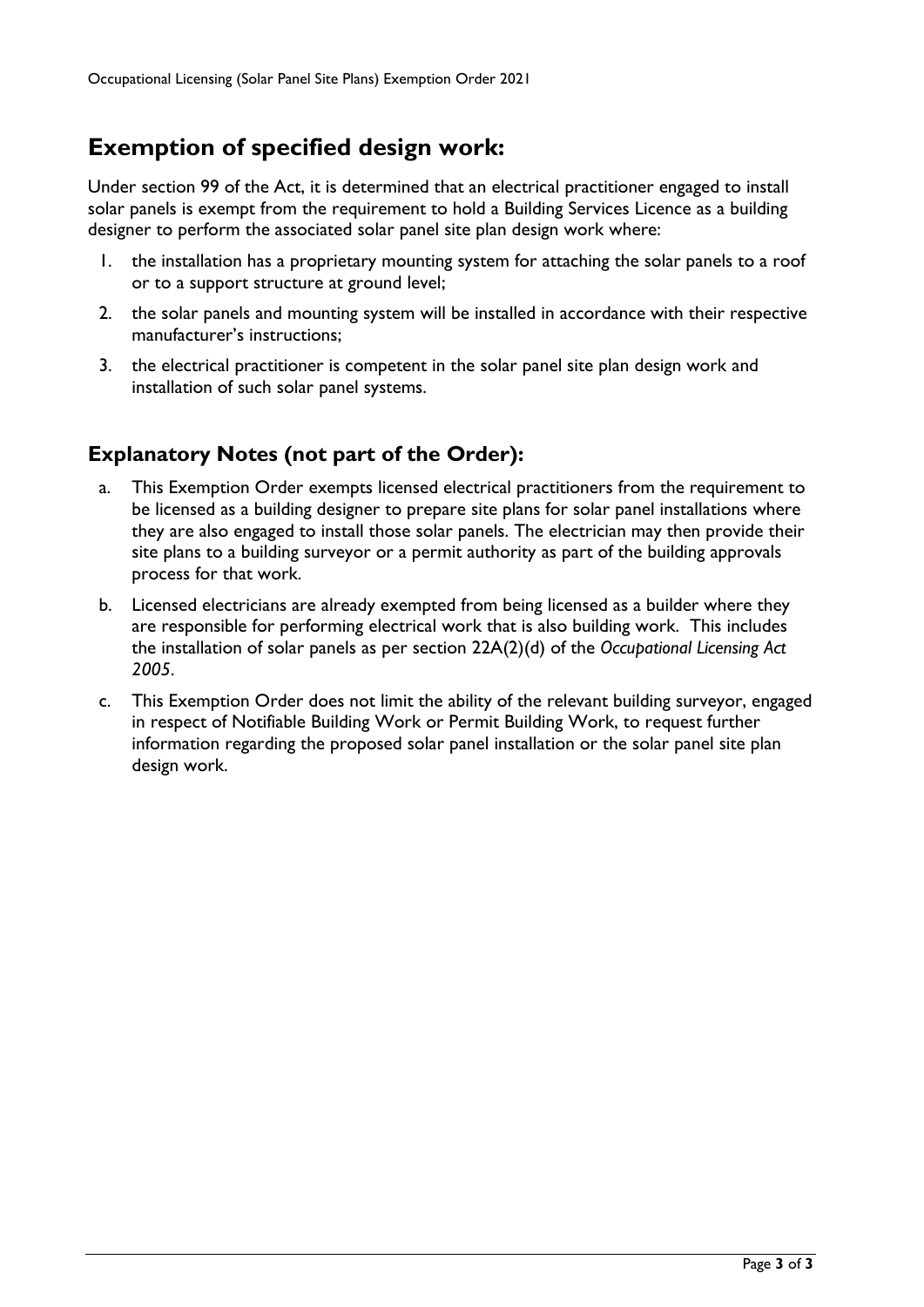## Exemption of specified design work:

Under section 99 of the Act, it is determined that an electrical practitioner engaged to install solar panels is exempt from the requirement to hold a Building Services Licence as a building designer to perform the associated solar panel site plan design work where:

1. the installation has a proprietary mounting system for attaching the solar panels to a roof or to a support structure at ground level;
2. the solar panels and mounting system will be installed in accordance with their respective manufacturer's instructions;
3. the electrical practitioner is competent in the solar panel site plan design work and installation of such solar panel systems.

### Explanatory Notes (not part of the Order):

a. This Exemption Order exempts licensed electrical practitioners from the requirement to be licensed as a building designer to prepare site plans for solar panel installations where they are also engaged to install those solar panels. The electrician may then provide their site plans to a building surveyor or a permit authority as part of the building approvals process for that work.

b. Licensed electricians are already exempted from being licensed as a builder where they are responsible for performing electrical work that is also building work. This includes the installation of solar panels as per section 22A(2)(d) of the *Occupational Licensing Act 2005*.

c. This Exemption Order does not limit the ability of the relevant building surveyor, engaged in respect of Notifiable Building Work or Permit Building Work, to request further information regarding the proposed solar panel installation or the solar panel site plan design work.